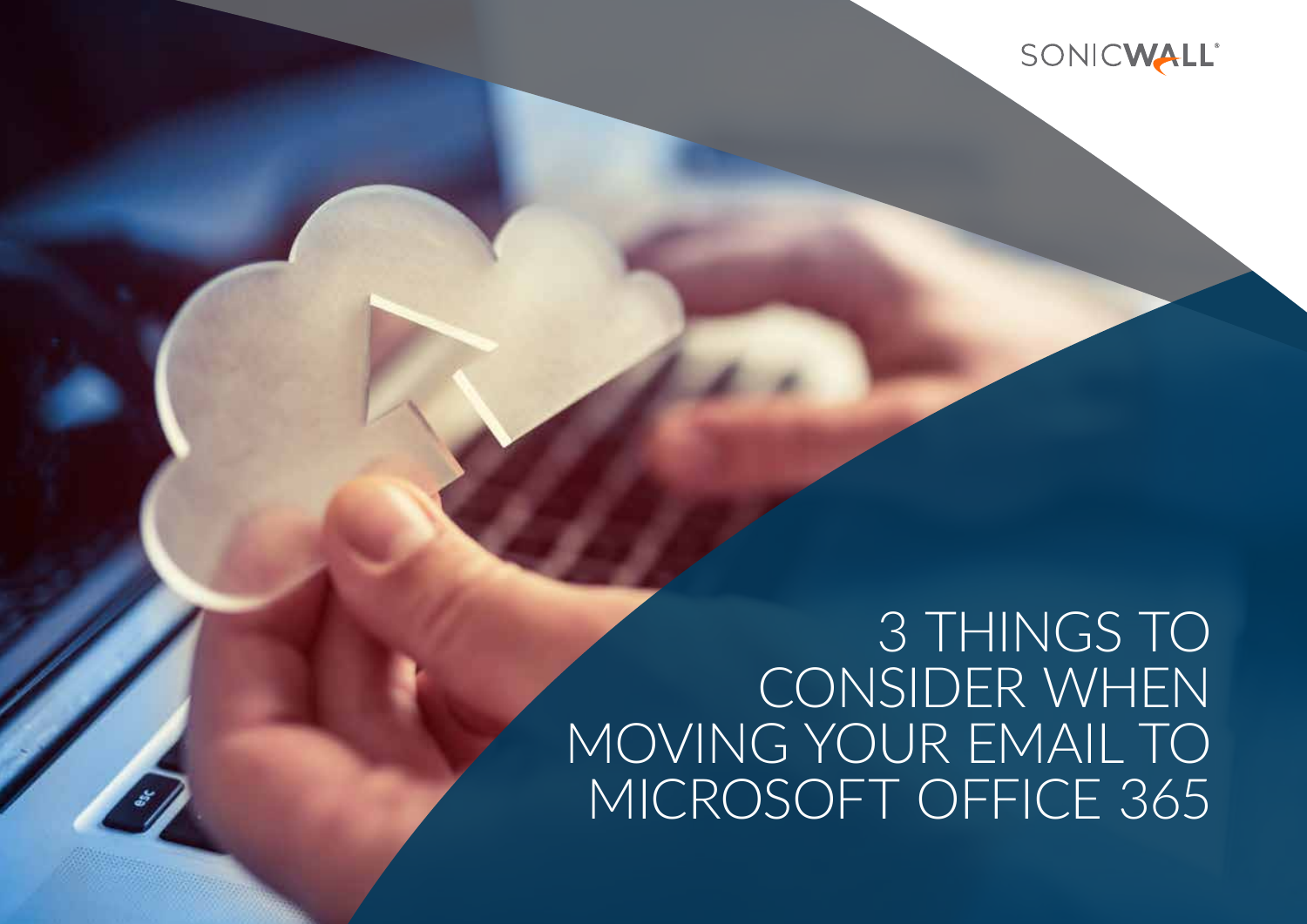SONICWALL

# 3 THINGS TO CONSIDER WHEN MOVING YOUR EMAIL TO MICROSOFT OFFICE 365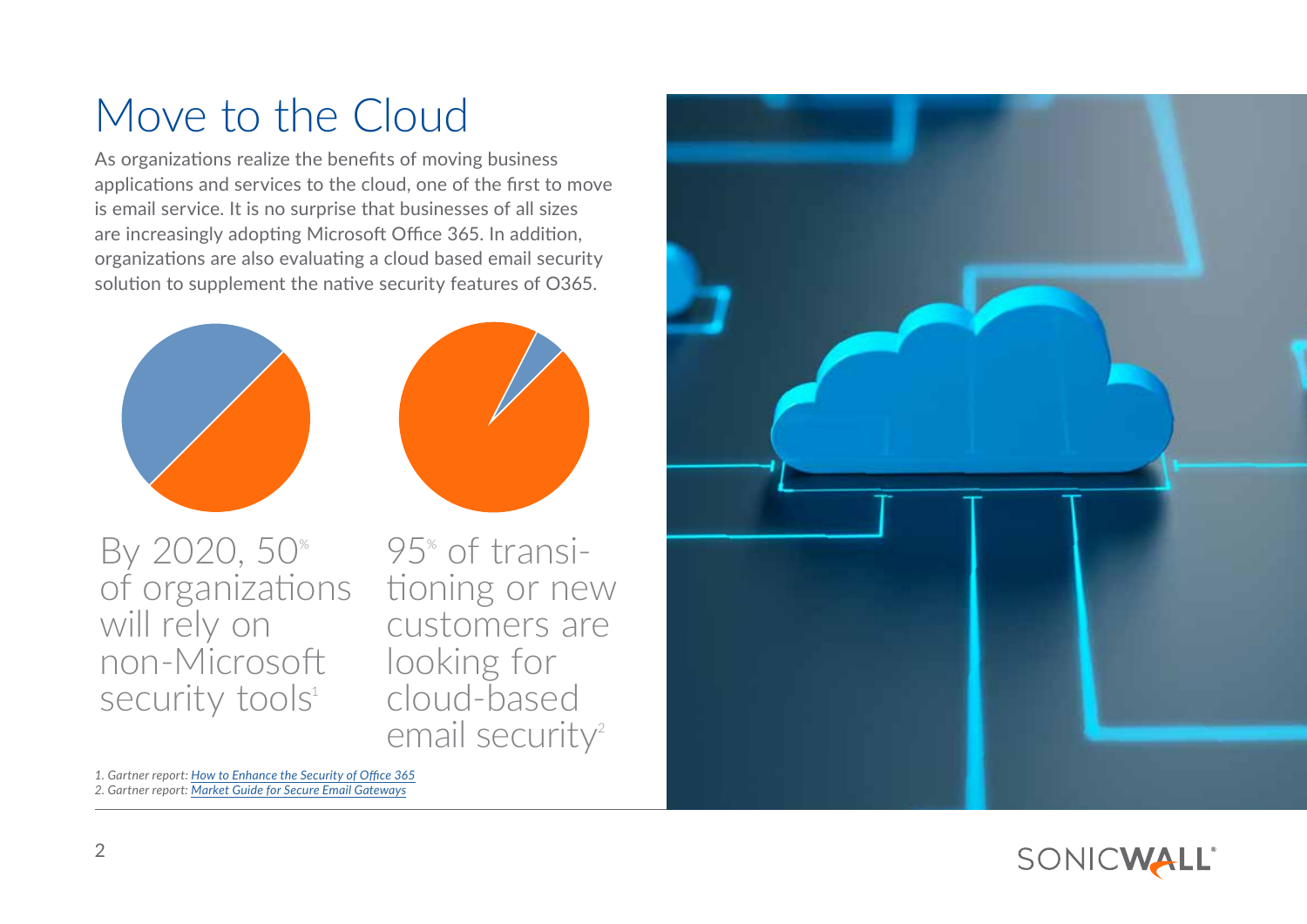# Move to the Cloud

As organizations realize the benefits of moving business applications and services to the cloud, one of the first to move is email service. It is no surprise that businesses of all sizes are increasingly adopting Microsoft Office 365. In addition, organizations are also evaluating a cloud based email security solution to supplement the native security features of O365.

By 2020, 50% of organizations will rely on non-Microsoft security tools[1]

95% of transitioning or new customers are looking for cloud-based email security[2]

*1. Gartner report: How to Enhance the Security of Office 365*
*2. Gartner report: Market Guide for Secure Email Gateways*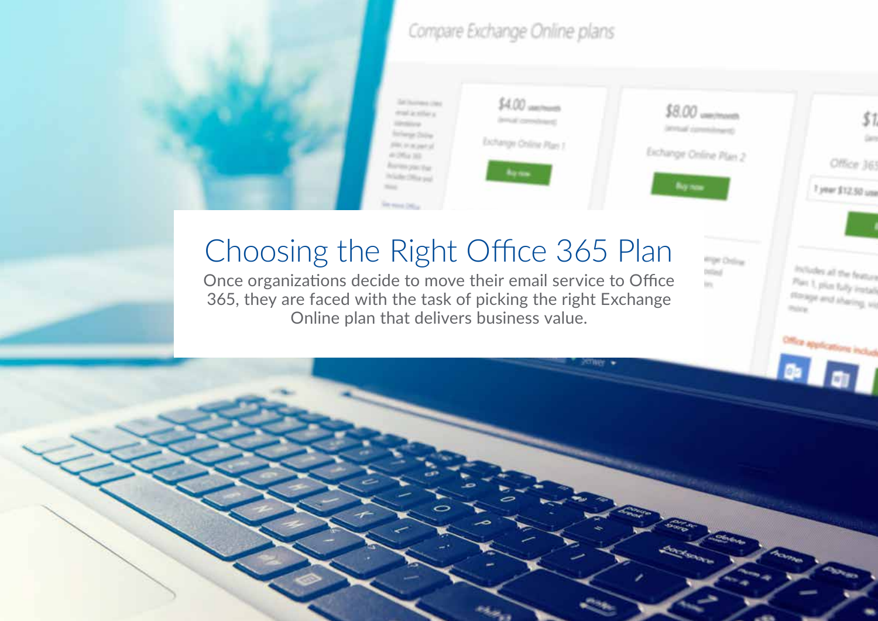# Choosing the Right Office 365 Plan

Once organizations decide to move their email service to Office 365, they are faced with the task of picking the right Exchange Online plan that delivers business value.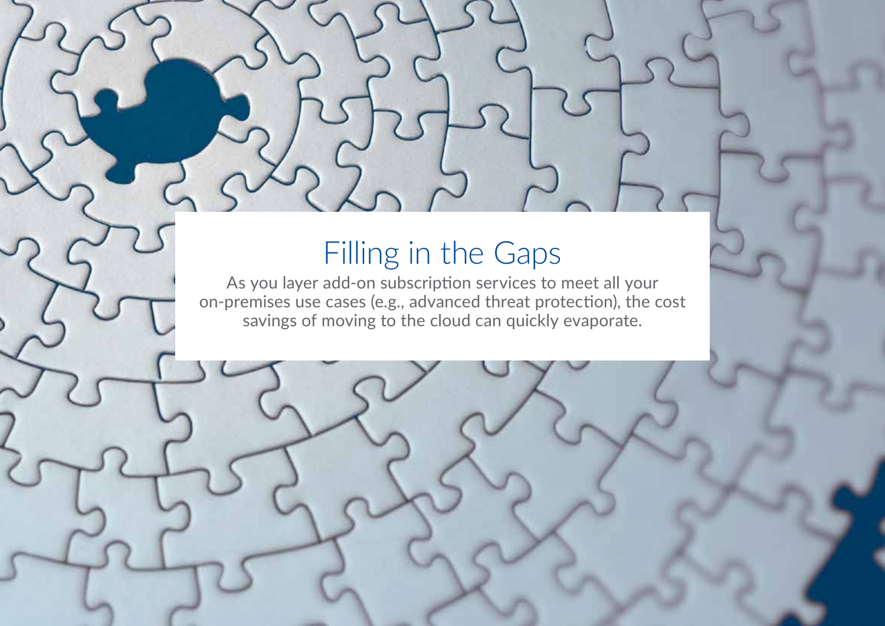# Filling in the Gaps

As you layer add-on subscription services to meet all your on-premises use cases (e.g., advanced threat protection), the cost savings of moving to the cloud can quickly evaporate.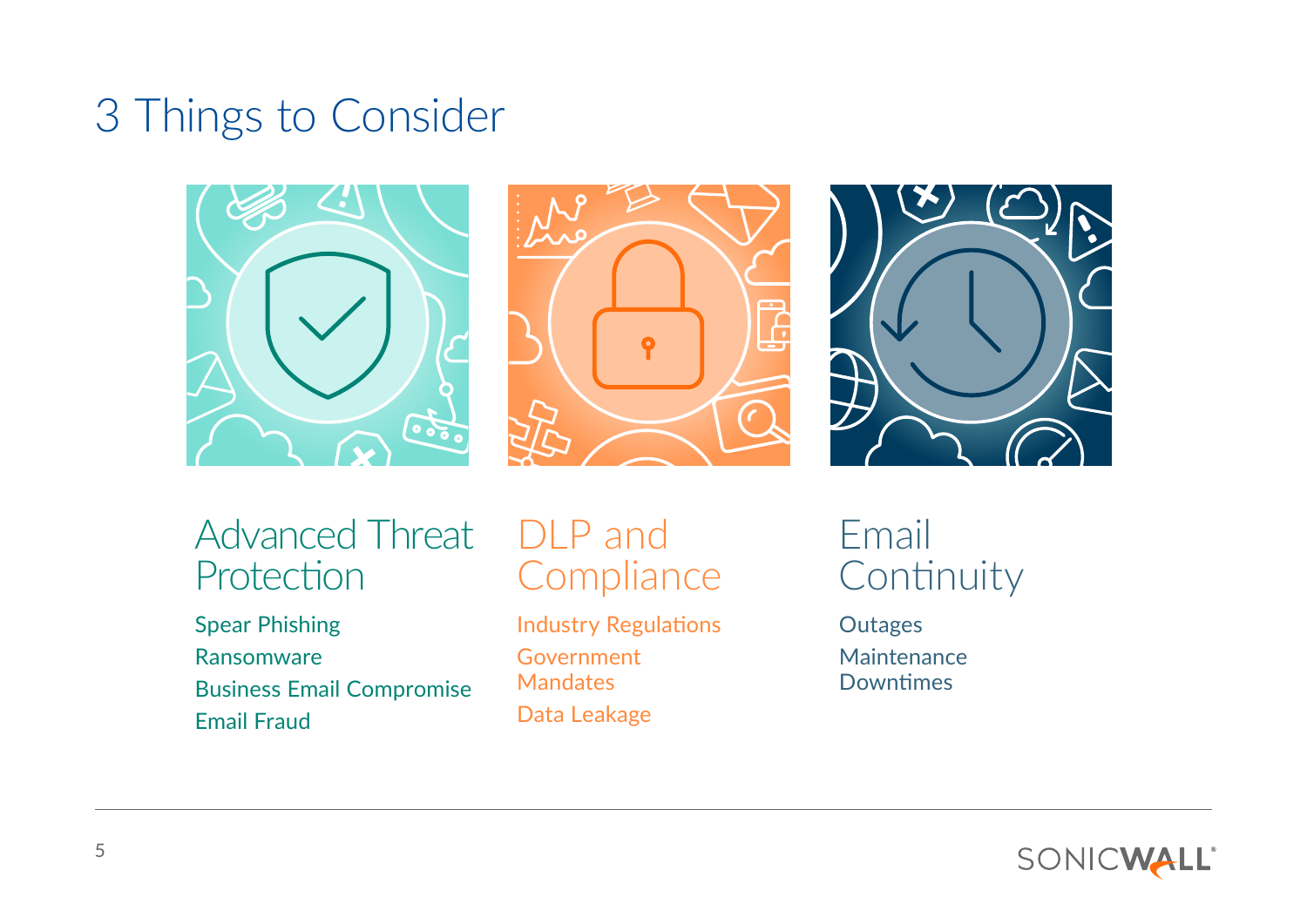# 3 Things to Consider

## Advanced Threat Protection

Spear Phishing

Ransomware

Business Email Compromise

Email Fraud

## DLP and Compliance

Industry Regulations

Government Mandates

Data Leakage

## Email Continuity

Outages

Maintenance Downtimes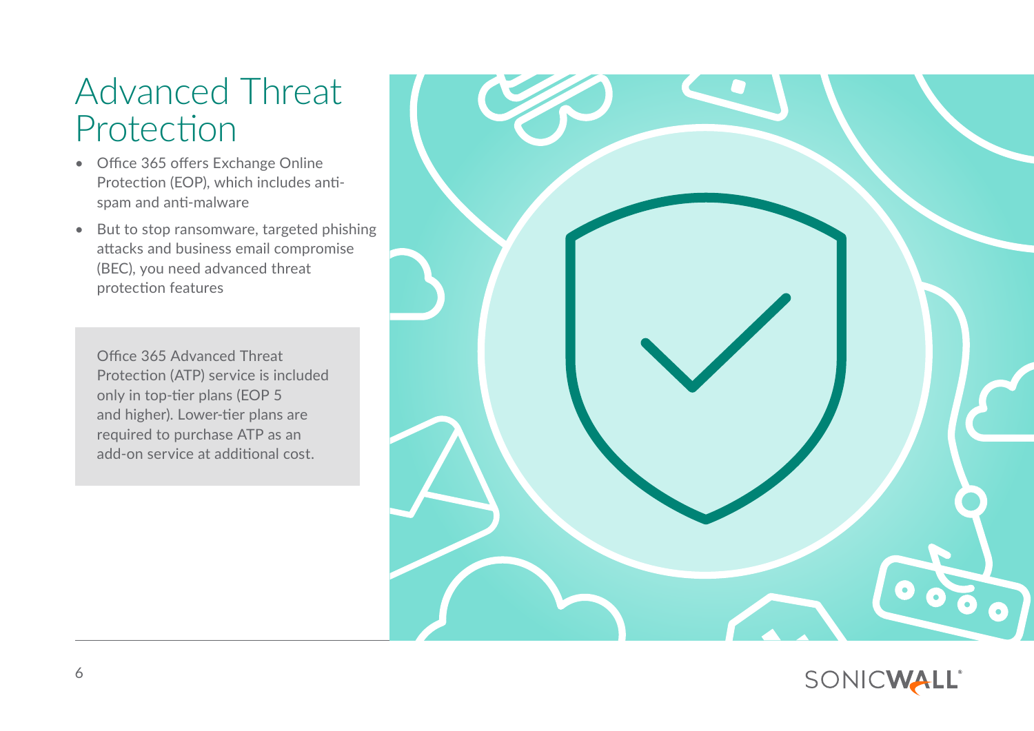# Advanced Threat Protection

- Office 365 offers Exchange Online Protection (EOP), which includes anti-spam and anti-malware
- But to stop ransomware, targeted phishing attacks and business email compromise (BEC), you need advanced threat protection features

Office 365 Advanced Threat Protection (ATP) service is included only in top-tier plans (EOP 5 and higher). Lower-tier plans are required to purchase ATP as an add-on service at additional cost.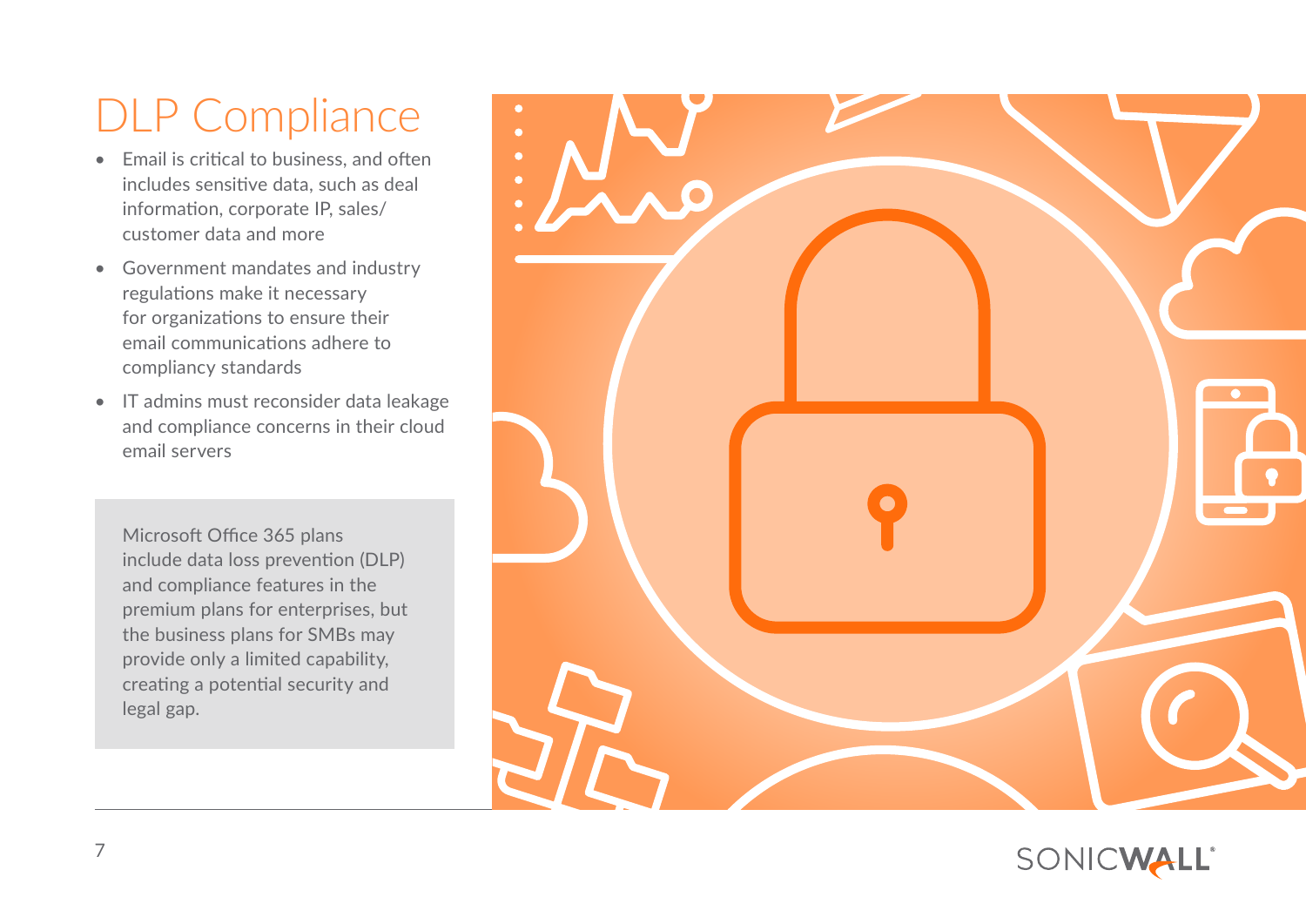# DLP Compliance

- Email is critical to business, and often includes sensitive data, such as deal information, corporate IP, sales/customer data and more
- Government mandates and industry regulations make it necessary for organizations to ensure their email communications adhere to compliancy standards
- IT admins must reconsider data leakage and compliance concerns in their cloud email servers

Microsoft Office 365 plans include data loss prevention (DLP) and compliance features in the premium plans for enterprises, but the business plans for SMBs may provide only a limited capability, creating a potential security and legal gap.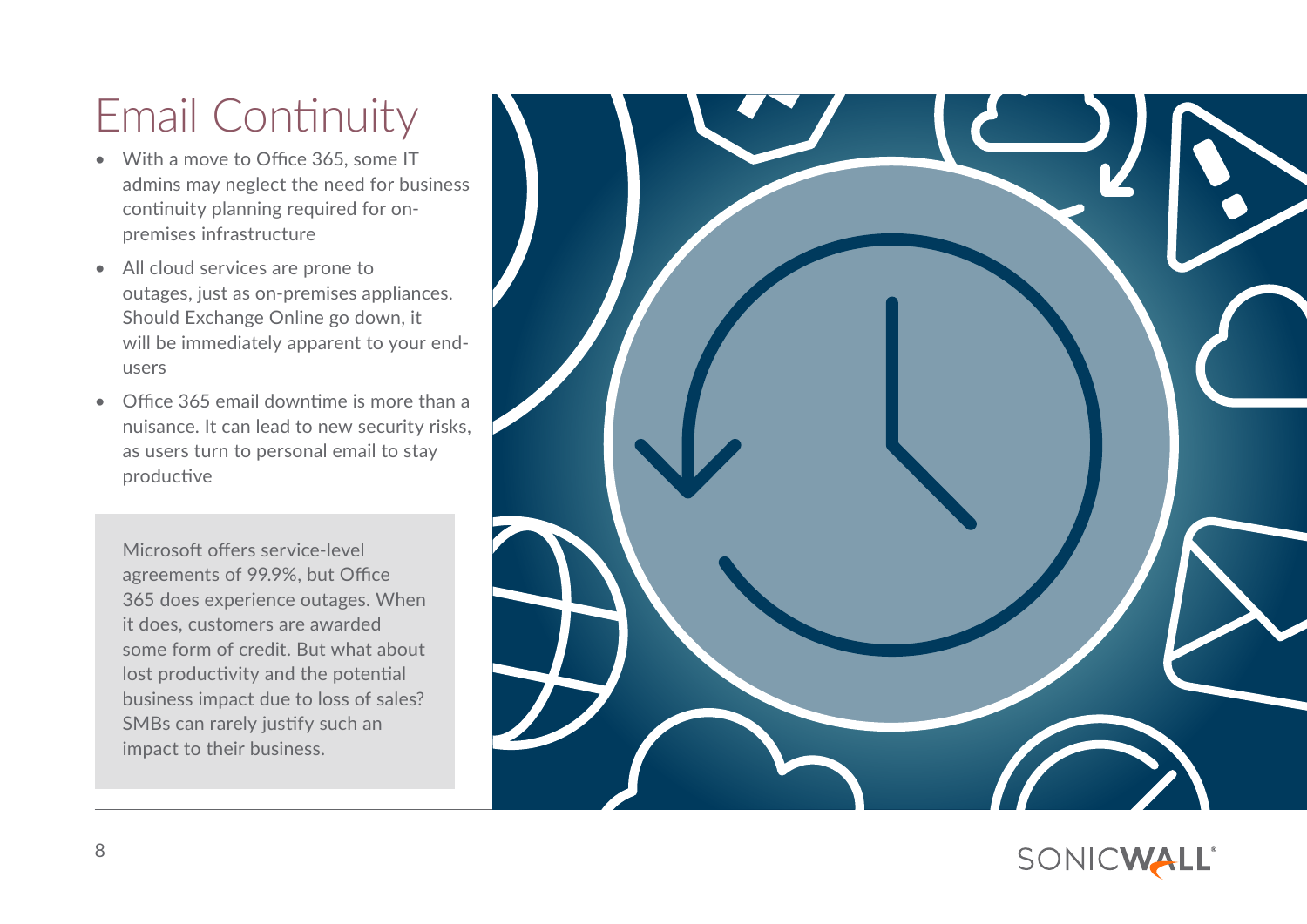# Email Continuity

- With a move to Office 365, some IT admins may neglect the need for business continuity planning required for on-premises infrastructure
- All cloud services are prone to outages, just as on-premises appliances. Should Exchange Online go down, it will be immediately apparent to your end-users
- Office 365 email downtime is more than a nuisance. It can lead to new security risks, as users turn to personal email to stay productive

Microsoft offers service-level agreements of 99.9%, but Office 365 does experience outages. When it does, customers are awarded some form of credit. But what about lost productivity and the potential business impact due to loss of sales? SMBs can rarely justify such an impact to their business.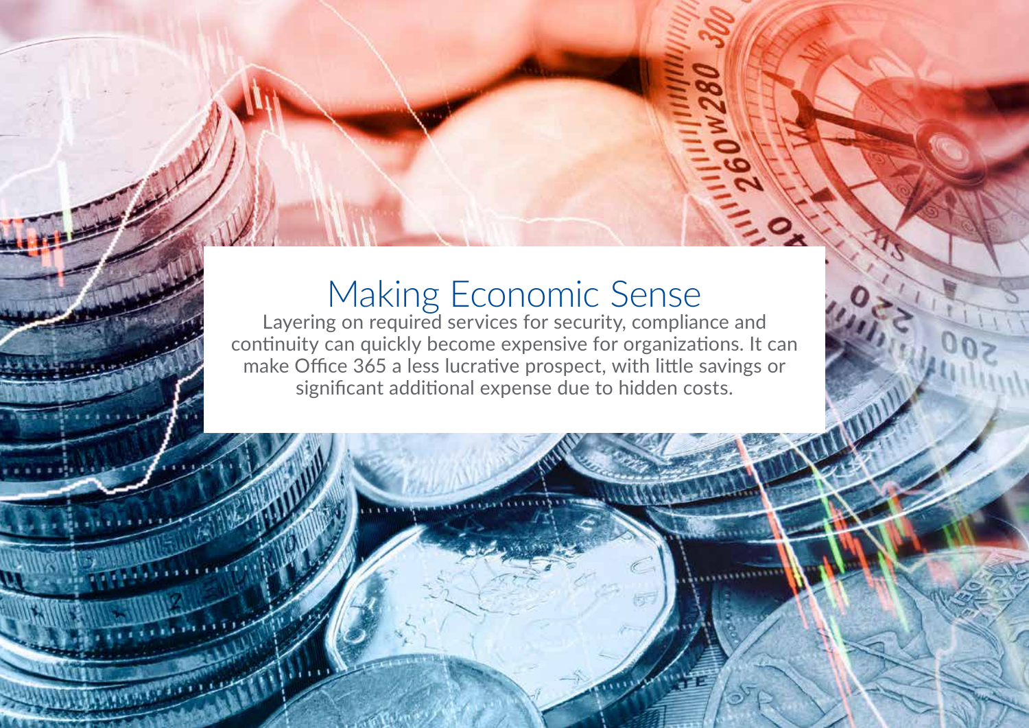# Making Economic Sense

Layering on required services for security, compliance and continuity can quickly become expensive for organizations. It can make Office 365 a less lucrative prospect, with little savings or significant additional expense due to hidden costs.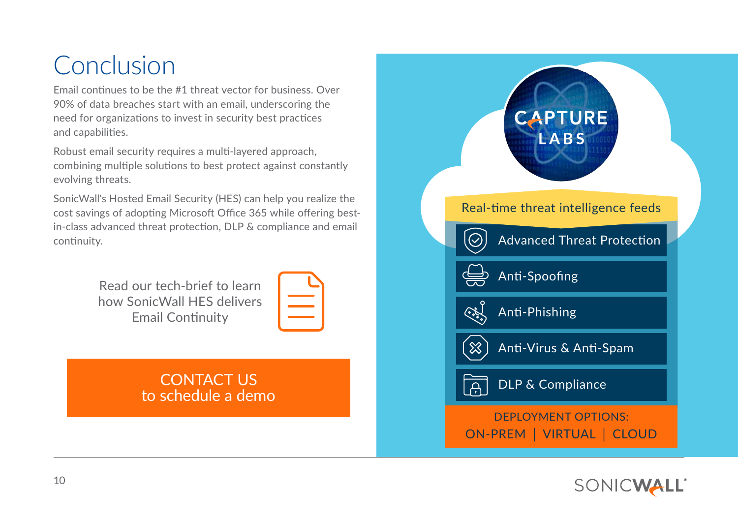# Conclusion

Email continues to be the #1 threat vector for business. Over 90% of data breaches start with an email, underscoring the need for organizations to invest in security best practices and capabilities.

Robust email security requires a multi-layered approach, combining multiple solutions to best protect against constantly evolving threats.

SonicWall's Hosted Email Security (HES) can help you realize the cost savings of adopting Microsoft Office 365 while offering best-in-class advanced threat protection, DLP & compliance and email continuity.

Read our tech-brief to learn how SonicWall HES delivers Email Continuity

CONTACT US
to schedule a demo

CAPTURE LABS

Real-time threat intelligence feeds

- Advanced Threat Protection
- Anti-Spoofing
- Anti-Phishing
- Anti-Virus & Anti-Spam
- DLP & Compliance

DEPLOYMENT OPTIONS:
ON-PREM | VIRTUAL | CLOUD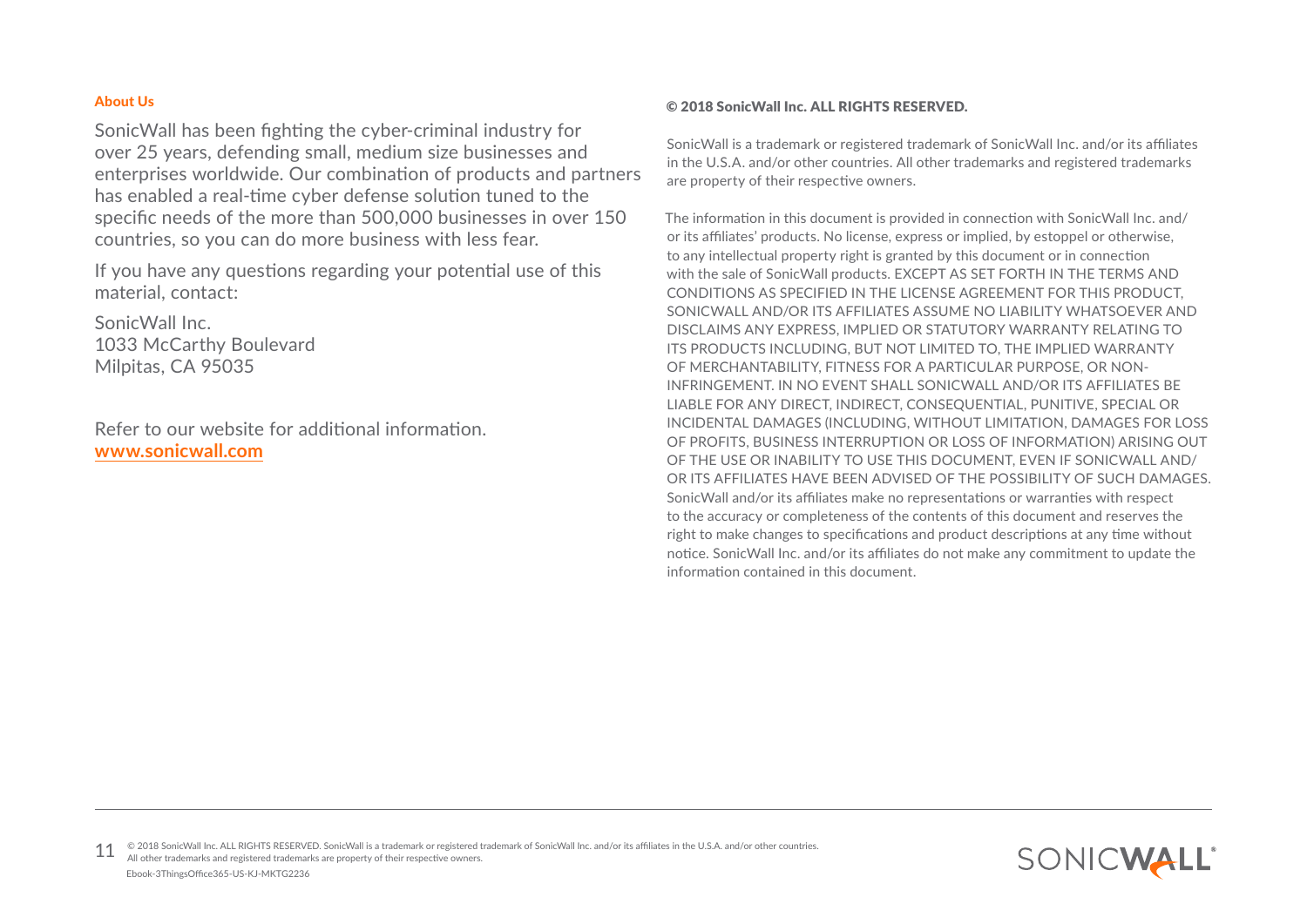## About Us

SonicWall has been fighting the cyber-criminal industry for over 25 years, defending small, medium size businesses and enterprises worldwide. Our combination of products and partners has enabled a real-time cyber defense solution tuned to the specific needs of the more than 500,000 businesses in over 150 countries, so you can do more business with less fear.

If you have any questions regarding your potential use of this material, contact:

SonicWall Inc.
1033 McCarthy Boulevard
Milpitas, CA 95035

Refer to our website for additional information.
[www.sonicwall.com](http://www.sonicwall.com)

## © 2018 SonicWall Inc. ALL RIGHTS RESERVED.

SonicWall is a trademark or registered trademark of SonicWall Inc. and/or its affiliates in the U.S.A. and/or other countries. All other trademarks and registered trademarks are property of their respective owners.

The information in this document is provided in connection with SonicWall Inc. and/or its affiliates' products. No license, express or implied, by estoppel or otherwise, to any intellectual property right is granted by this document or in connection with the sale of SonicWall products. EXCEPT AS SET FORTH IN THE TERMS AND CONDITIONS AS SPECIFIED IN THE LICENSE AGREEMENT FOR THIS PRODUCT, SONICWALL AND/OR ITS AFFILIATES ASSUME NO LIABILITY WHATSOEVER AND DISCLAIMS ANY EXPRESS, IMPLIED OR STATUTORY WARRANTY RELATING TO ITS PRODUCTS INCLUDING, BUT NOT LIMITED TO, THE IMPLIED WARRANTY OF MERCHANTABILITY, FITNESS FOR A PARTICULAR PURPOSE, OR NON-INFRINGEMENT. IN NO EVENT SHALL SONICWALL AND/OR ITS AFFILIATES BE LIABLE FOR ANY DIRECT, INDIRECT, CONSEQUENTIAL, PUNITIVE, SPECIAL OR INCIDENTAL DAMAGES (INCLUDING, WITHOUT LIMITATION, DAMAGES FOR LOSS OF PROFITS, BUSINESS INTERRUPTION OR LOSS OF INFORMATION) ARISING OUT OF THE USE OR INABILITY TO USE THIS DOCUMENT, EVEN IF SONICWALL AND/OR ITS AFFILIATES HAVE BEEN ADVISED OF THE POSSIBILITY OF SUCH DAMAGES. SonicWall and/or its affiliates make no representations or warranties with respect to the accuracy or completeness of the contents of this document and reserves the right to make changes to specifications and product descriptions at any time without notice. SonicWall Inc. and/or its affiliates do not make any commitment to update the information contained in this document.

Ebook-3ThingsOffice365-US-KJ-MKTG2236